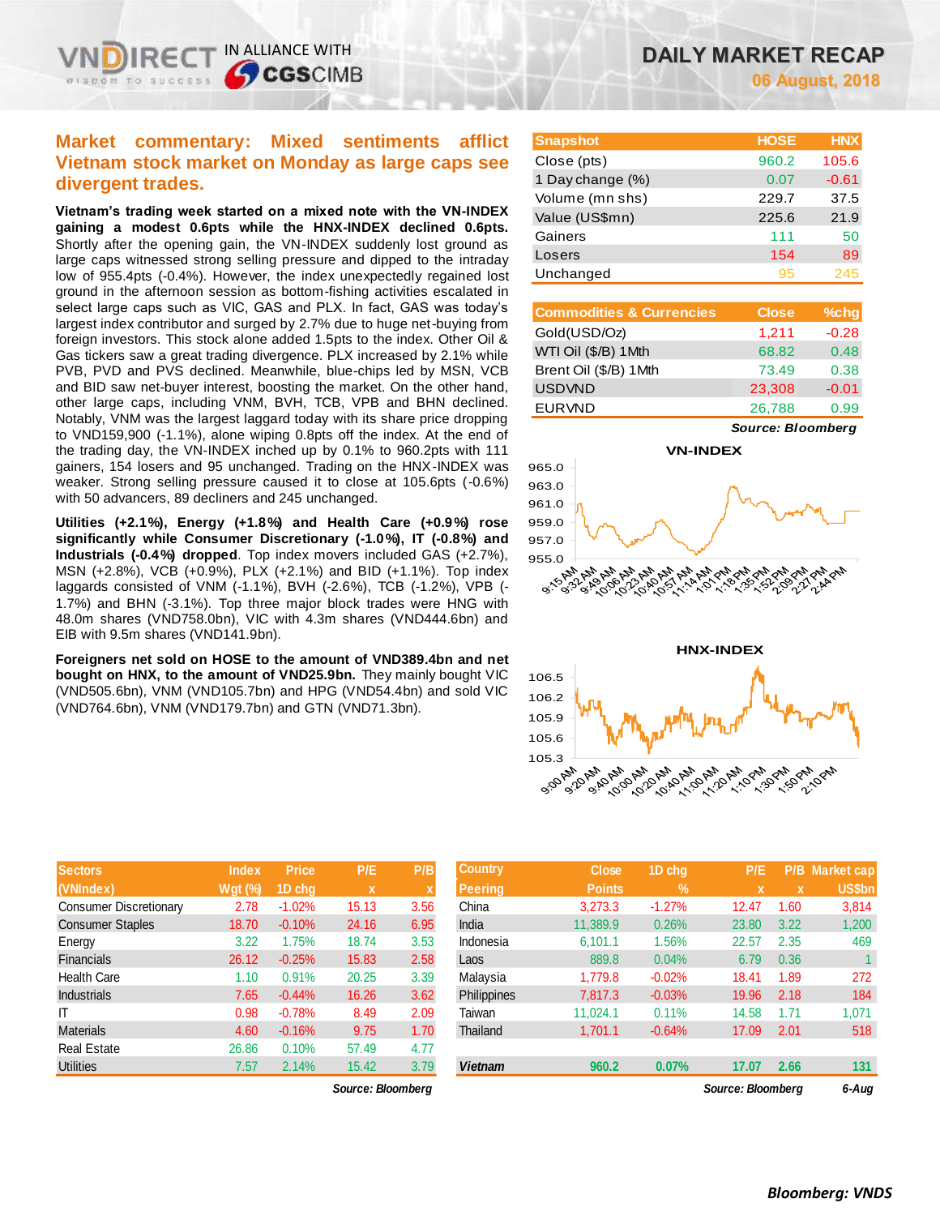# DAILY MARKET RECAP

**06 August, 2018**

## Market commentary: Mixed sentiments afflict Vietnam stock market on Monday as large caps see divergent trades.

**Vietnam's trading week started on a mixed note with the VN-INDEX gaining a modest 0.6pts while the HNX-INDEX declined 0.6pts.** Shortly after the opening gain, the VN-INDEX suddenly lost ground as large caps witnessed strong selling pressure and dipped to the intraday low of 955.4pts (-0.4%). However, the index unexpectedly regained lost ground in the afternoon session as bottom-fishing activities escalated in select large caps such as VIC, GAS and PLX. In fact, GAS was today's largest index contributor and surged by 2.7% due to huge net-buying from foreign investors. This stock alone added 1.5pts to the index. Other Oil & Gas tickers saw a great trading divergence. PLX increased by 2.1% while PVB, PVD and PVS declined. Meanwhile, blue-chips led by MSN, VCB and BID saw net-buyer interest, boosting the market. On the other hand, other large caps, including VNM, BVH, TCB, VPB and BHN declined. Notably, VNM was the largest laggard today with its share price dropping to VND159,900 (-1.1%), alone wiping 0.8pts off the index. At the end of the trading day, the VN-INDEX inched up by 0.1% to 960.2pts with 111 gainers, 154 losers and 95 unchanged. Trading on the HNX-INDEX was weaker. Strong selling pressure caused it to close at 105.6pts (-0.6%) with 50 advancers, 89 decliners and 245 unchanged.

**Utilities (+2.1%), Energy (+1.8%) and Health Care (+0.9%) rose significantly while Consumer Discretionary (-1.0%), IT (-0.8%) and Industrials (-0.4%) dropped**. Top index movers included GAS (+2.7%), MSN (+2.8%), VCB (+0.9%), PLX (+2.1%) and BID (+1.1%). Top index laggards consisted of VNM (-1.1%), BVH (-2.6%), TCB (-1.2%), VPB (-1.7%) and BHN (-3.1%). Top three major block trades were HNG with 48.0m shares (VND758.0bn), VIC with 4.3m shares (VND444.6bn) and EIB with 9.5m shares (VND141.9bn).

**Foreigners net sold on HOSE to the amount of VND389.4bn and net bought on HNX, to the amount of VND25.9bn.** They mainly bought VIC (VND505.6bn), VNM (VND105.7bn) and HPG (VND54.4bn) and sold VIC (VND764.6bn), VNM (VND179.7bn) and GTN (VND71.3bn).

| Snapshot | HOSE | HNX |
|---|---|---|
| Close (pts) | 960.2 | 105.6 |
| 1 Day change (%) | 0.07 | -0.61 |
| Volume (mn shs) | 229.7 | 37.5 |
| Value (US$mn) | 225.6 | 21.9 |
| Gainers | 111 | 50 |
| Losers | 154 | 89 |
| Unchanged | 95 | 245 |

| Commodities & Currencies | Close | %chg |
|---|---|---|
| Gold(USD/Oz) | 1,211 | -0.28 |
| WTI Oil ($/B) 1Mth | 68.82 | 0.48 |
| Brent Oil ($/B) 1Mth | 73.49 | 0.38 |
| USDVND | 23,308 | -0.01 |
| EURVND | 26,788 | 0.99 |

*Source: Bloomberg*

| Sectors (VNIndex) | Index Wgt (%) | Price 1D chg | P/E x | P/B x |
|---|---|---|---|---|
| Consumer Discretionary | 2.78 | -1.02% | 15.13 | 3.56 |
| Consumer Staples | 18.70 | -0.10% | 24.16 | 6.95 |
| Energy | 3.22 | 1.75% | 18.74 | 3.53 |
| Financials | 26.12 | -0.25% | 15.83 | 2.58 |
| Health Care | 1.10 | 0.91% | 20.25 | 3.39 |
| Industrials | 7.65 | -0.44% | 16.26 | 3.62 |
| IT | 0.98 | -0.78% | 8.49 | 2.09 |
| Materials | 4.60 | -0.16% | 9.75 | 1.70 |
| Real Estate | 26.86 | 0.10% | 57.49 | 4.77 |
| Utilities | 7.57 | 2.14% | 15.42 | 3.79 |

*Source: Bloomberg*

| Country Peering | Close Points | 1D chg % | P/E x | P/B x | Market cap US$bn |
|---|---|---|---|---|---|
| China | 3,273.3 | -1.27% | 12.47 | 1.60 | 3,814 |
| India | 11,389.9 | 0.26% | 23.80 | 3.22 | 1,200 |
| Indonesia | 6,101.1 | 1.56% | 22.57 | 2.35 | 469 |
| Laos | 889.8 | 0.04% | 6.79 | 0.36 | 1 |
| Malaysia | 1,779.8 | -0.02% | 18.41 | 1.89 | 272 |
| Philippines | 7,817.3 | -0.03% | 19.96 | 2.18 | 184 |
| Taiwan | 11,024.1 | 0.11% | 14.58 | 1.71 | 1,071 |
| Thailand | 1,701.1 | -0.64% | 17.09 | 2.01 | 518 |
| **Vietnam** | **960.2** | **0.07%** | **17.07** | **2.66** | **131** |

*Source: Bloomberg* *6-Aug*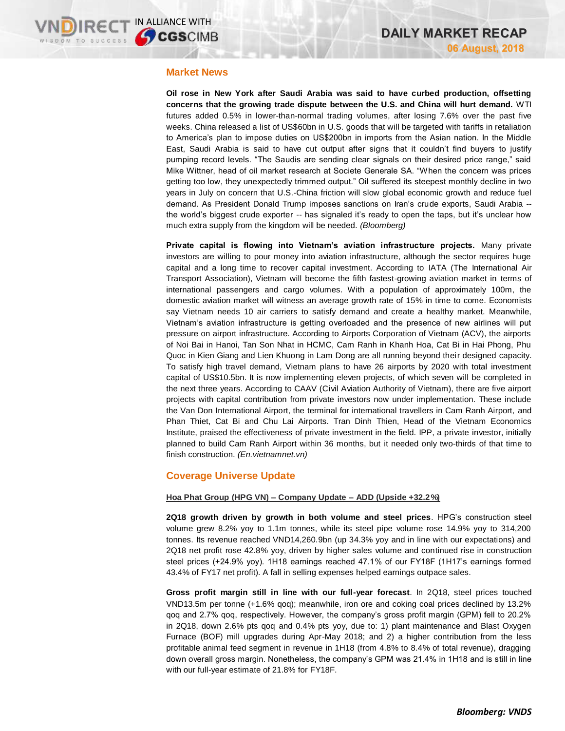## Market News

**Oil rose in New York after Saudi Arabia was said to have curbed production, offsetting concerns that the growing trade dispute between the U.S. and China will hurt demand.** WTI futures added 0.5% in lower-than-normal trading volumes, after losing 7.6% over the past five weeks. China released a list of US$60bn in U.S. goods that will be targeted with tariffs in retaliation to America's plan to impose duties on US$200bn in imports from the Asian nation. In the Middle East, Saudi Arabia is said to have cut output after signs that it couldn't find buyers to justify pumping record levels. "The Saudis are sending clear signals on their desired price range," said Mike Wittner, head of oil market research at Societe Generale SA. "When the concern was prices getting too low, they unexpectedly trimmed output." Oil suffered its steepest monthly decline in two years in July on concern that U.S.-China friction will slow global economic growth and reduce fuel demand. As President Donald Trump imposes sanctions on Iran's crude exports, Saudi Arabia -- the world's biggest crude exporter -- has signaled it's ready to open the taps, but it's unclear how much extra supply from the kingdom will be needed. *(Bloomberg)*

**Private capital is flowing into Vietnam's aviation infrastructure projects.** Many private investors are willing to pour money into aviation infrastructure, although the sector requires huge capital and a long time to recover capital investment. According to IATA (The International Air Transport Association), Vietnam will become the fifth fastest-growing aviation market in terms of international passengers and cargo volumes. With a population of approximately 100m, the domestic aviation market will witness an average growth rate of 15% in time to come. Economists say Vietnam needs 10 air carriers to satisfy demand and create a healthy market. Meanwhile, Vietnam's aviation infrastructure is getting overloaded and the presence of new airlines will put pressure on airport infrastructure. According to Airports Corporation of Vietnam (ACV), the airports of Noi Bai in Hanoi, Tan Son Nhat in HCMC, Cam Ranh in Khanh Hoa, Cat Bi in Hai Phong, Phu Quoc in Kien Giang and Lien Khuong in Lam Dong are all running beyond their designed capacity. To satisfy high travel demand, Vietnam plans to have 26 airports by 2020 with total investment capital of US$10.5bn. It is now implementing eleven projects, of which seven will be completed in the next three years. According to CAAV (Civil Aviation Authority of Vietnam), there are five airport projects with capital contribution from private investors now under implementation. These include the Van Don International Airport, the terminal for international travellers in Cam Ranh Airport, and Phan Thiet, Cat Bi and Chu Lai Airports. Tran Dinh Thien, Head of the Vietnam Economics Institute, praised the effectiveness of private investment in the field. IPP, a private investor, initially planned to build Cam Ranh Airport within 36 months, but it needed only two-thirds of that time to finish construction. *(En.vietnamnet.vn)*

## Coverage Universe Update

**Hoa Phat Group (HPG VN) – Company Update – ADD (Upside +32.2%)**

**2Q18 growth driven by growth in both volume and steel prices**. HPG's construction steel volume grew 8.2% yoy to 1.1m tonnes, while its steel pipe volume rose 14.9% yoy to 314,200 tonnes. Its revenue reached VND14,260.9bn (up 34.3% yoy and in line with our expectations) and 2Q18 net profit rose 42.8% yoy, driven by higher sales volume and continued rise in construction steel prices (+24.9% yoy). 1H18 earnings reached 47.1% of our FY18F (1H17's earnings formed 43.4% of FY17 net profit). A fall in selling expenses helped earnings outpace sales.

**Gross profit margin still in line with our full-year forecast**. In 2Q18, steel prices touched VND13.5m per tonne (+1.6% qoq); meanwhile, iron ore and coking coal prices declined by 13.2% qoq and 2.7% qoq, respectively. However, the company's gross profit margin (GPM) fell to 20.2% in 2Q18, down 2.6% pts qoq and 0.4% pts yoy, due to: 1) plant maintenance and Blast Oxygen Furnace (BOF) mill upgrades during Apr-May 2018; and 2) a higher contribution from the less profitable animal feed segment in revenue in 1H18 (from 4.8% to 8.4% of total revenue), dragging down overall gross margin. Nonetheless, the company's GPM was 21.4% in 1H18 and is still in line with our full-year estimate of 21.8% for FY18F.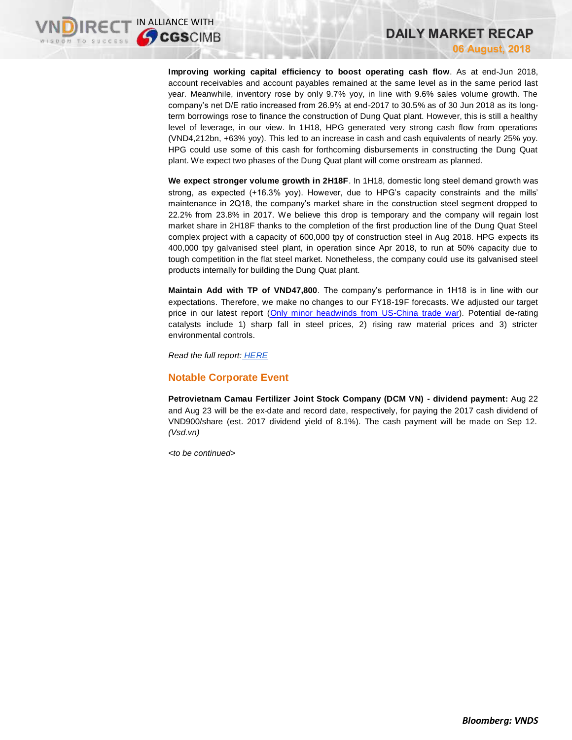**Improving working capital efficiency to boost operating cash flow**. As at end-Jun 2018, account receivables and account payables remained at the same level as in the same period last year. Meanwhile, inventory rose by only 9.7% yoy, in line with 9.6% sales volume growth. The company's net D/E ratio increased from 26.9% at end-2017 to 30.5% as of 30 Jun 2018 as its long-term borrowings rose to finance the construction of Dung Quat plant. However, this is still a healthy level of leverage, in our view. In 1H18, HPG generated very strong cash flow from operations (VND4,212bn, +63% yoy). This led to an increase in cash and cash equivalents of nearly 25% yoy. HPG could use some of this cash for forthcoming disbursements in constructing the Dung Quat plant. We expect two phases of the Dung Quat plant will come onstream as planned.

**We expect stronger volume growth in 2H18F**. In 1H18, domestic long steel demand growth was strong, as expected (+16.3% yoy). However, due to HPG's capacity constraints and the mills' maintenance in 2Q18, the company's market share in the construction steel segment dropped to 22.2% from 23.8% in 2017. We believe this drop is temporary and the company will regain lost market share in 2H18F thanks to the completion of the first production line of the Dung Quat Steel complex project with a capacity of 600,000 tpy of construction steel in Aug 2018. HPG expects its 400,000 tpy galvanised steel plant, in operation since Apr 2018, to run at 50% capacity due to tough competition in the flat steel market. Nonetheless, the company could use its galvanised steel products internally for building the Dung Quat plant.

**Maintain Add with TP of VND47,800**. The company's performance in 1H18 is in line with our expectations. Therefore, we make no changes to our FY18-19F forecasts. We adjusted our target price in our latest report (Only minor headwinds from US-China trade war). Potential de-rating catalysts include 1) sharp fall in steel prices, 2) rising raw material prices and 3) stricter environmental controls.

*Read the full report: HERE*

## Notable Corporate Event

**Petrovietnam Camau Fertilizer Joint Stock Company (DCM VN) - dividend payment:** Aug 22 and Aug 23 will be the ex-date and record date, respectively, for paying the 2017 cash dividend of VND900/share (est. 2017 dividend yield of 8.1%). The cash payment will be made on Sep 12. *(Vsd.vn)*

*<to be continued>*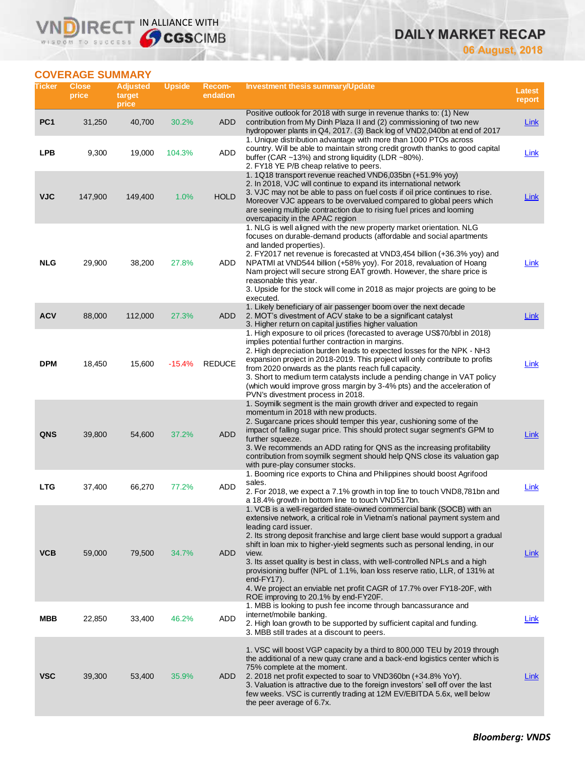## COVERAGE SUMMARY

| Ticker | Close price | Adjusted target price | Upside | Recom-endation | Investment thesis summary/Update | Latest report |
|---|---|---|---|---|---|---|
| PC1 | 31,250 | 40,700 | 30.2% | ADD | Positive outlook for 2018 with surge in revenue thanks to: (1) New contribution from My Dinh Plaza II and (2) commissioning of two new hydropower plants in Q4, 2017. (3) Back log of VND2,040bn at end of 2017 | Link |
| LPB | 9,300 | 19,000 | 104.3% | ADD | 1. Unique distribution advantage with more than 1000 PTOs across country. Will be able to maintain strong credit growth thanks to good capital buffer (CAR ~13%) and strong liquidity (LDR ~80%).<br>2. FY18 YE P/B cheap relative to peers. | Link |
| VJC | 147,900 | 149,400 | 1.0% | HOLD | 1. 1Q18 transport revenue reached VND6,035bn (+51.9% yoy)<br>2. In 2018, VJC will continue to expand its international network<br>3. VJC may not be able to pass on fuel costs if oil price continues to rise. Moreover VJC appears to be overvalued compared to global peers which are seeing multiple contraction due to rising fuel prices and looming overcapacity in the APAC region | Link |
| NLG | 29,900 | 38,200 | 27.8% | ADD | 1. NLG is well aligned with the new property market orientation. NLG focuses on durable-demand products (affordable and social apartments and landed properties).<br>2. FY2017 net revenue is forecasted at VND3,454 billion (+36.3% yoy) and NPATMI at VND544 billion (+58% yoy). For 2018, revaluation of Hoang Nam project will secure strong EAT growth. However, the share price is reasonable this year.<br>3. Upside for the stock will come in 2018 as major projects are going to be executed. | Link |
| ACV | 88,000 | 112,000 | 27.3% | ADD | 1. Likely beneficiary of air passenger boom over the next decade<br>2. MOT's divestment of ACV stake to be a significant catalyst<br>3. Higher return on capital justifies higher valuation | Link |
| DPM | 18,450 | 15,600 | -15.4% | REDUCE | 1. High exposure to oil prices (forecasted to average US$70/bbl in 2018) implies potential further contraction in margins.<br>2. High depreciation burden leads to expected losses for the NPK - NH3 expansion project in 2018-2019. This project will only contribute to profits from 2020 onwards as the plants reach full capacity.<br>3. Short to medium term catalysts include a pending change in VAT policy (which would improve gross margin by 3-4% pts) and the acceleration of PVN's divestment process in 2018. | Link |
| QNS | 39,800 | 54,600 | 37.2% | ADD | 1. Soymilk segment is the main growth driver and expected to regain momentum in 2018 with new products.<br>2. Sugarcane prices should temper this year, cushioning some of the impact of falling sugar price. This should protect sugar segment's GPM to further squeeze.<br>3. We recommends an ADD rating for QNS as the increasing profitability contribution from soymilk segment should help QNS close its valuation gap with pure-play consumer stocks. | Link |
| LTG | 37,400 | 66,270 | 77.2% | ADD | 1. Booming rice exports to China and Philippines should boost Agrifood sales.<br>2. For 2018, we expect a 7.1% growth in top line to touch VND8,781bn and a 18.4% growth in bottom line to touch VND517bn. | Link |
| VCB | 59,000 | 79,500 | 34.7% | ADD | 1. VCB is a well-regarded state-owned commercial bank (SOCB) with an extensive network, a critical role in Vietnam's national payment system and leading card issuer.<br>2. Its strong deposit franchise and large client base would support a gradual shift in loan mix to higher-yield segments such as personal lending, in our view.<br>3. Its asset quality is best in class, with well-controlled NPLs and a high provisioning buffer (NPL of 1.1%, loan loss reserve ratio, LLR, of 131% at end-FY17).<br>4. We project an enviable net profit CAGR of 17.7% over FY18-20F, with ROE improving to 20.1% by end-FY20F. | Link |
| MBB | 22,850 | 33,400 | 46.2% | ADD | 1. MBB is looking to push fee income through bancassurance and internet/mobile banking.<br>2. High loan growth to be supported by sufficient capital and funding.<br>3. MBB still trades at a discount to peers. | Link |
| VSC | 39,300 | 53,400 | 35.9% | ADD | 1. VSC will boost VGP capacity by a third to 800,000 TEU by 2019 through the additional of a new quay crane and a back-end logistics center which is 75% complete at the moment.<br>2. 2018 net profit expected to soar to VND360bn (+34.8% YoY).<br>3. Valuation is attractive due to the foreign investors' sell off over the last few weeks. VSC is currently trading at 12M EV/EBITDA 5.6x, well below the peer average of 6.7x. | Link |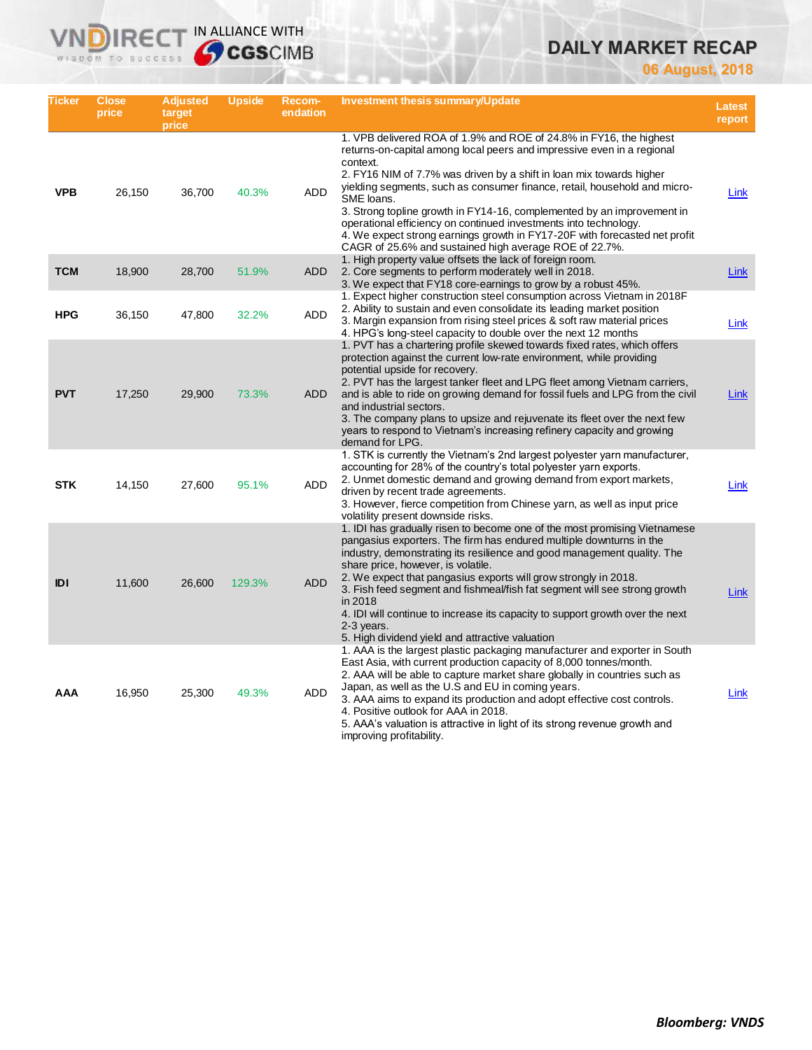| Ticker | Close price | Adjusted target price | Upside | Recom-endation | Investment thesis summary/Update | Latest report |
|---|---|---|---|---|---|---|
| VPB | 26,150 | 36,700 | 40.3% | ADD | 1. VPB delivered ROA of 1.9% and ROE of 24.8% in FY16, the highest returns-on-capital among local peers and impressive even in a regional context.<br>2. FY16 NIM of 7.7% was driven by a shift in loan mix towards higher yielding segments, such as consumer finance, retail, household and micro-SME loans.<br>3. Strong topline growth in FY14-16, complemented by an improvement in operational efficiency on continued investments into technology.<br>4. We expect strong earnings growth in FY17-20F with forecasted net profit CAGR of 25.6% and sustained high average ROE of 22.7%. | Link |
| TCM | 18,900 | 28,700 | 51.9% | ADD | 1. High property value offsets the lack of foreign room.<br>2. Core segments to perform moderately well in 2018.<br>3. We expect that FY18 core-earnings to grow by a robust 45%. | Link |
| HPG | 36,150 | 47,800 | 32.2% | ADD | 1. Expect higher construction steel consumption across Vietnam in 2018F<br>2. Ability to sustain and even consolidate its leading market position<br>3. Margin expansion from rising steel prices & soft raw material prices<br>4. HPG's long-steel capacity to double over the next 12 months | Link |
| PVT | 17,250 | 29,900 | 73.3% | ADD | 1. PVT has a chartering profile skewed towards fixed rates, which offers protection against the current low-rate environment, while providing potential upside for recovery.<br>2. PVT has the largest tanker fleet and LPG fleet among Vietnam carriers, and is able to ride on growing demand for fossil fuels and LPG from the civil and industrial sectors.<br>3. The company plans to upsize and rejuvenate its fleet over the next few years to respond to Vietnam's increasing refinery capacity and growing demand for LPG. | Link |
| STK | 14,150 | 27,600 | 95.1% | ADD | 1. STK is currently the Vietnam's 2nd largest polyester yarn manufacturer, accounting for 28% of the country's total polyester yarn exports.<br>2. Unmet domestic demand and growing demand from export markets, driven by recent trade agreements.<br>3. However, fierce competition from Chinese yarn, as well as input price volatility present downside risks. | Link |
| IDI | 11,600 | 26,600 | 129.3% | ADD | 1. IDI has gradually risen to become one of the most promising Vietnamese pangasius exporters. The firm has endured multiple downturns in the industry, demonstrating its resilience and good management quality. The share price, however, is volatile.<br>2. We expect that pangasius exports will grow strongly in 2018.<br>3. Fish feed segment and fishmeal/fish fat segment will see strong growth in 2018<br>4. IDI will continue to increase its capacity to support growth over the next 2-3 years.<br>5. High dividend yield and attractive valuation | Link |
| AAA | 16,950 | 25,300 | 49.3% | ADD | 1. AAA is the largest plastic packaging manufacturer and exporter in South East Asia, with current production capacity of 8,000 tonnes/month.<br>2. AAA will be able to capture market share globally in countries such as Japan, as well as the U.S and EU in coming years.<br>3. AAA aims to expand its production and adopt effective cost controls.<br>4. Positive outlook for AAA in 2018.<br>5. AAA's valuation is attractive in light of its strong revenue growth and improving profitability. | Link |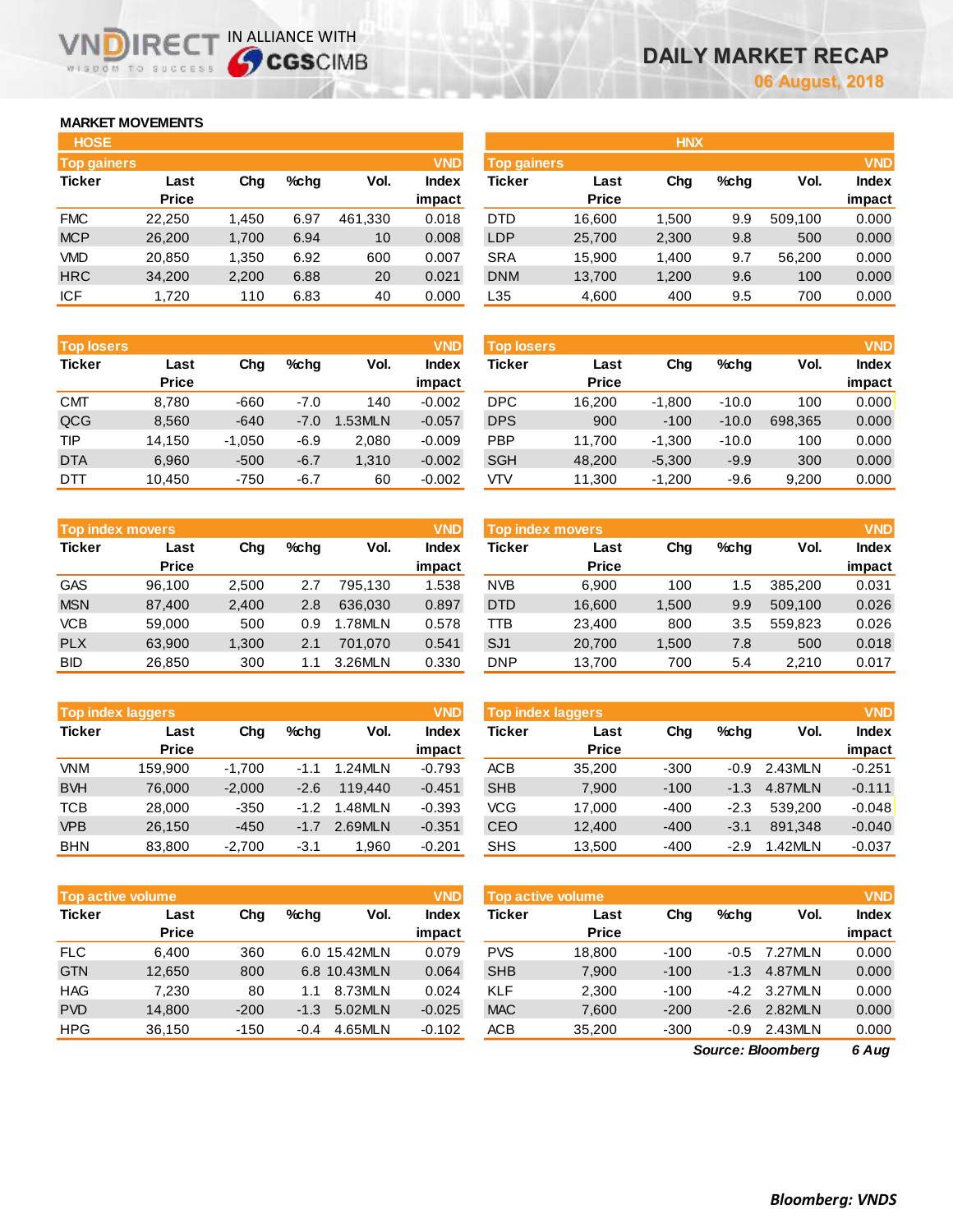# DAILY MARKET RECAP

06 August, 2018

## MARKET MOVEMENTS

### HOSE

**Top gainers** (VND)

| Ticker | Last Price | Chg | %chg | Vol. | Index impact |
|---|---|---|---|---|---|
| FMC | 22,250 | 1,450 | 6.97 | 461,330 | 0.018 |
| MCP | 26,200 | 1,700 | 6.94 | 10 | 0.008 |
| VMD | 20,850 | 1,350 | 6.92 | 600 | 0.007 |
| HRC | 34,200 | 2,200 | 6.88 | 20 | 0.021 |
| ICF | 1,720 | 110 | 6.83 | 40 | 0.000 |

**Top losers** (VND)

| Ticker | Last Price | Chg | %chg | Vol. | Index impact |
|---|---|---|---|---|---|
| CMT | 8,780 | -660 | -7.0 | 140 | -0.002 |
| QCG | 8,560 | -640 | -7.0 | 1.53MLN | -0.057 |
| TIP | 14,150 | -1,050 | -6.9 | 2,080 | -0.009 |
| DTA | 6,960 | -500 | -6.7 | 1,310 | -0.002 |
| DTT | 10,450 | -750 | -6.7 | 60 | -0.002 |

**Top index movers** (VND)

| Ticker | Last Price | Chg | %chg | Vol. | Index impact |
|---|---|---|---|---|---|
| GAS | 96,100 | 2,500 | 2.7 | 795,130 | 1.538 |
| MSN | 87,400 | 2,400 | 2.8 | 636,030 | 0.897 |
| VCB | 59,000 | 500 | 0.9 | 1.78MLN | 0.578 |
| PLX | 63,900 | 1,300 | 2.1 | 701,070 | 0.541 |
| BID | 26,850 | 300 | 1.1 | 3.26MLN | 0.330 |

**Top index laggers** (VND)

| Ticker | Last Price | Chg | %chg | Vol. | Index impact |
|---|---|---|---|---|---|
| VNM | 159,900 | -1,700 | -1.1 | 1.24MLN | -0.793 |
| BVH | 76,000 | -2,000 | -2.6 | 119,440 | -0.451 |
| TCB | 28,000 | -350 | -1.2 | 1.48MLN | -0.393 |
| VPB | 26,150 | -450 | -1.7 | 2.69MLN | -0.351 |
| BHN | 83,800 | -2,700 | -3.1 | 1,960 | -0.201 |

**Top active volume** (VND)

| Ticker | Last Price | Chg | %chg | Vol. | Index impact |
|---|---|---|---|---|---|
| FLC | 6,400 | 360 | 6.0 | 15.42MLN | 0.079 |
| GTN | 12,650 | 800 | 6.8 | 10.43MLN | 0.064 |
| HAG | 7,230 | 80 | 1.1 | 8.73MLN | 0.024 |
| PVD | 14,800 | -200 | -1.3 | 5.02MLN | -0.025 |
| HPG | 36,150 | -150 | -0.4 | 4.65MLN | -0.102 |

### HNX

**Top gainers** (VND)

| Ticker | Last Price | Chg | %chg | Vol. | Index impact |
|---|---|---|---|---|---|
| DTD | 16,600 | 1,500 | 9.9 | 509,100 | 0.000 |
| LDP | 25,700 | 2,300 | 9.8 | 500 | 0.000 |
| SRA | 15,900 | 1,400 | 9.7 | 56,200 | 0.000 |
| DNM | 13,700 | 1,200 | 9.6 | 100 | 0.000 |
| L35 | 4,600 | 400 | 9.5 | 700 | 0.000 |

**Top losers** (VND)

| Ticker | Last Price | Chg | %chg | Vol. | Index impact |
|---|---|---|---|---|---|
| DPC | 16,200 | -1,800 | -10.0 | 100 | 0.000 |
| DPS | 900 | -100 | -10.0 | 698,365 | 0.000 |
| PBP | 11,700 | -1,300 | -10.0 | 100 | 0.000 |
| SGH | 48,200 | -5,300 | -9.9 | 300 | 0.000 |
| VTV | 11,300 | -1,200 | -9.6 | 9,200 | 0.000 |

**Top index movers** (VND)

| Ticker | Last Price | Chg | %chg | Vol. | Index impact |
|---|---|---|---|---|---|
| NVB | 6,900 | 100 | 1.5 | 385,200 | 0.031 |
| DTD | 16,600 | 1,500 | 9.9 | 509,100 | 0.026 |
| TTB | 23,400 | 800 | 3.5 | 559,823 | 0.026 |
| SJ1 | 20,700 | 1,500 | 7.8 | 500 | 0.018 |
| DNP | 13,700 | 700 | 5.4 | 2,210 | 0.017 |

**Top index laggers** (VND)

| Ticker | Last Price | Chg | %chg | Vol. | Index impact |
|---|---|---|---|---|---|
| ACB | 35,200 | -300 | -0.9 | 2.43MLN | -0.251 |
| SHB | 7,900 | -100 | -1.3 | 4.87MLN | -0.111 |
| VCG | 17,000 | -400 | -2.3 | 539,200 | -0.048 |
| CEO | 12,400 | -400 | -3.1 | 891,348 | -0.040 |
| SHS | 13,500 | -400 | -2.9 | 1.42MLN | -0.037 |

**Top active volume** (VND)

| Ticker | Last Price | Chg | %chg | Vol. | Index impact |
|---|---|---|---|---|---|
| PVS | 18,800 | -100 | -0.5 | 7.27MLN | 0.000 |
| SHB | 7,900 | -100 | -1.3 | 4.87MLN | 0.000 |
| KLF | 2,300 | -100 | -4.2 | 3.27MLN | 0.000 |
| MAC | 7,600 | -200 | -2.6 | 2.82MLN | 0.000 |
| ACB | 35,200 | -300 | -0.9 | 2.43MLN | 0.000 |

*Source: Bloomberg* *6 Aug*

***Bloomberg: VNDS***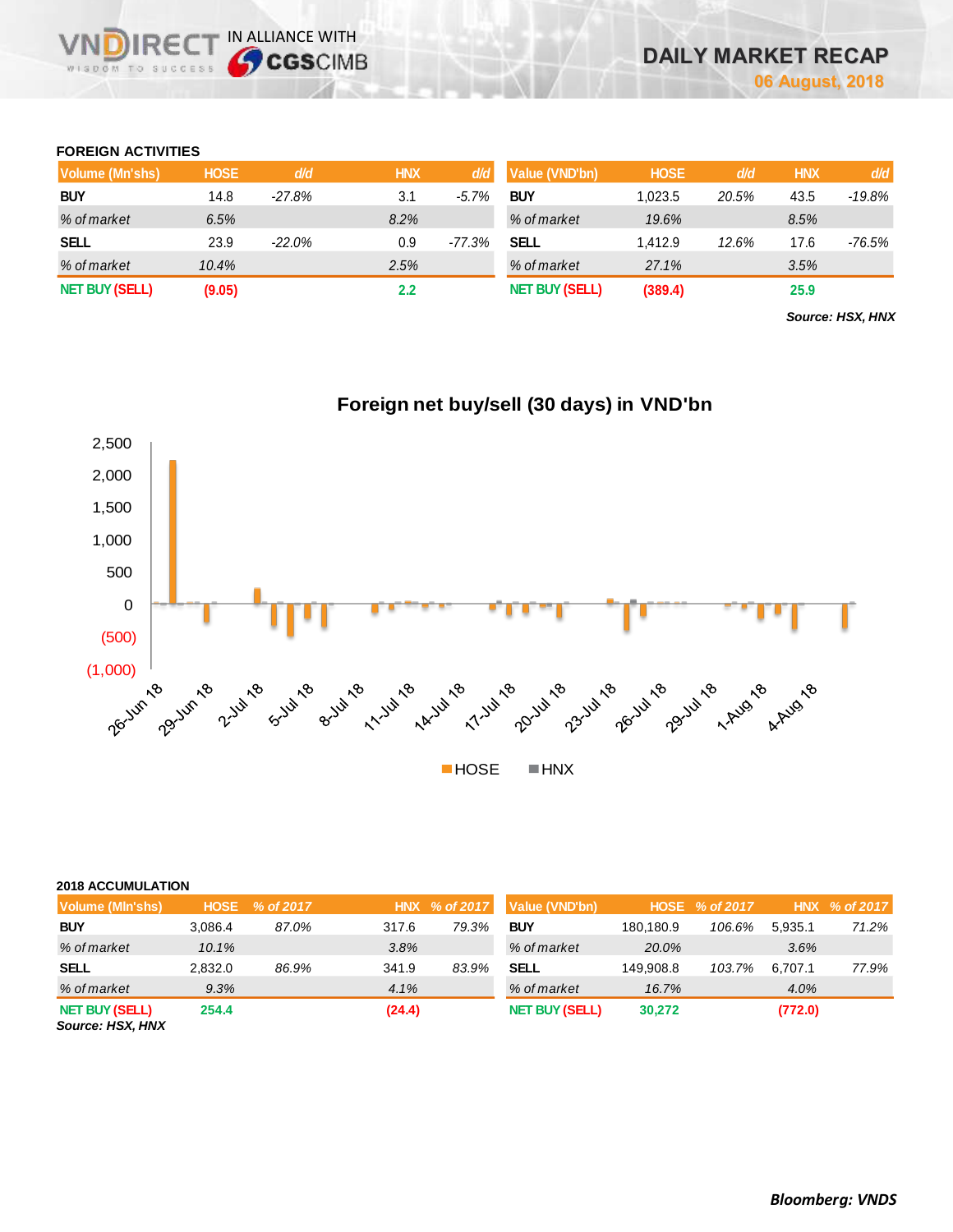## FOREIGN ACTIVITIES

| Volume (Mn'shs) | HOSE | d/d | HNX | d/d |
|---|---|---|---|---|
| BUY | 14.8 | -27.8% | 3.1 | -5.7% |
| % of market | 6.5% | | 8.2% | |
| SELL | 23.9 | -22.0% | 0.9 | -77.3% |
| % of market | 10.4% | | 2.5% | |
| NET BUY (SELL) | (9.05) | | 2.2 | |

| Value (VND'bn) | HOSE | d/d | HNX | d/d |
|---|---|---|---|---|
| BUY | 1,023.5 | 20.5% | 43.5 | -19.8% |
| % of market | 19.6% | | 8.5% | |
| SELL | 1,412.9 | 12.6% | 17.6 | -76.5% |
| % of market | 27.1% | | 3.5% | |
| NET BUY (SELL) | (389.4) | | 25.9 | |

*Source: HSX, HNX*

**Foreign net buy/sell (30 days) in VND'bn**

## 2018 ACCUMULATION

| Volume (Mln'shs) | HOSE | % of 2017 | HNX | % of 2017 |
|---|---|---|---|---|
| BUY | 3,086.4 | 87.0% | 317.6 | 79.3% |
| % of market | 10.1% | | 3.8% | |
| SELL | 2,832.0 | 86.9% | 341.9 | 83.9% |
| % of market | 9.3% | | 4.1% | |
| NET BUY (SELL) | 254.4 | | (24.4) | |

| Value (VND'bn) | HOSE | % of 2017 | HNX | % of 2017 |
|---|---|---|---|---|
| BUY | 180,180.9 | 106.6% | 5,935.1 | 71.2% |
| % of market | 20.0% | | 3.6% | |
| SELL | 149,908.8 | 103.7% | 6,707.1 | 77.9% |
| % of market | 16.7% | | 4.0% | |
| NET BUY (SELL) | 30,272 | | (772.0) | |

*Source: HSX, HNX*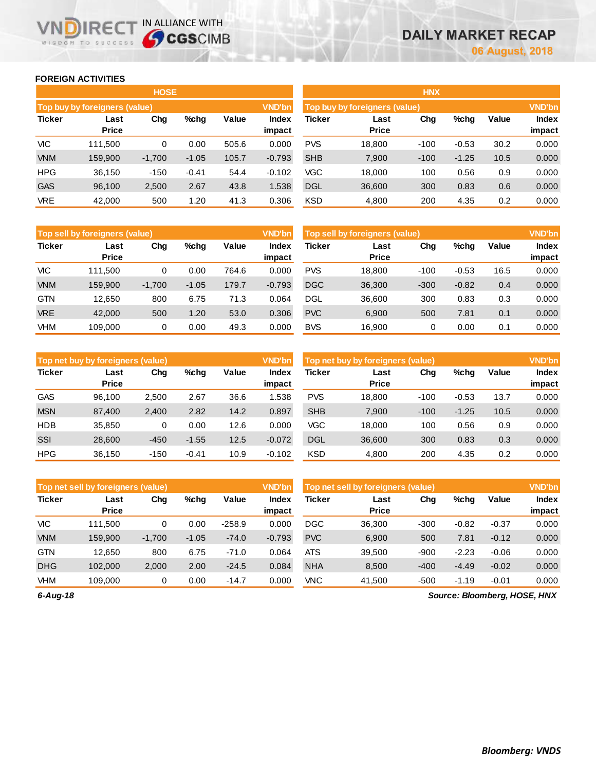## FOREIGN ACTIVITIES

### HOSE

| Top buy by foreigners (value) | | | | | VND'bn |
|---|---|---|---|---|---|
| Ticker | Last Price | Chg | %chg | Value | Index impact |
| VIC | 111,500 | 0 | 0.00 | 505.6 | 0.000 |
| VNM | 159,900 | -1,700 | -1.05 | 105.7 | -0.793 |
| HPG | 36,150 | -150 | -0.41 | 54.4 | -0.102 |
| GAS | 96,100 | 2,500 | 2.67 | 43.8 | 1.538 |
| VRE | 42,000 | 500 | 1.20 | 41.3 | 0.306 |

| Top sell by foreigners (value) | | | | | VND'bn |
|---|---|---|---|---|---|
| Ticker | Last Price | Chg | %chg | Value | Index impact |
| VIC | 111,500 | 0 | 0.00 | 764.6 | 0.000 |
| VNM | 159,900 | -1,700 | -1.05 | 179.7 | -0.793 |
| GTN | 12,650 | 800 | 6.75 | 71.3 | 0.064 |
| VRE | 42,000 | 500 | 1.20 | 53.0 | 0.306 |
| VHM | 109,000 | 0 | 0.00 | 49.3 | 0.000 |

| Top net buy by foreigners (value) | | | | | VND'bn |
|---|---|---|---|---|---|
| Ticker | Last Price | Chg | %chg | Value | Index impact |
| GAS | 96,100 | 2,500 | 2.67 | 36.6 | 1.538 |
| MSN | 87,400 | 2,400 | 2.82 | 14.2 | 0.897 |
| HDB | 35,850 | 0 | 0.00 | 12.6 | 0.000 |
| SSI | 28,600 | -450 | -1.55 | 12.5 | -0.072 |
| HPG | 36,150 | -150 | -0.41 | 10.9 | -0.102 |

| Top net sell by foreigners (value) | | | | | VND'bn |
|---|---|---|---|---|---|
| Ticker | Last Price | Chg | %chg | Value | Index impact |
| VIC | 111,500 | 0 | 0.00 | -258.9 | 0.000 |
| VNM | 159,900 | -1,700 | -1.05 | -74.0 | -0.793 |
| GTN | 12,650 | 800 | 6.75 | -71.0 | 0.064 |
| DHG | 102,000 | 2,000 | 2.00 | -24.5 | 0.084 |
| VHM | 109,000 | 0 | 0.00 | -14.7 | 0.000 |

### HNX

| Top buy by foreigners (value) | | | | | VND'bn |
|---|---|---|---|---|---|
| Ticker | Last Price | Chg | %chg | Value | Index impact |
| PVS | 18,800 | -100 | -0.53 | 30.2 | 0.000 |
| SHB | 7,900 | -100 | -1.25 | 10.5 | 0.000 |
| VGC | 18,000 | 100 | 0.56 | 0.9 | 0.000 |
| DGL | 36,600 | 300 | 0.83 | 0.6 | 0.000 |
| KSD | 4,800 | 200 | 4.35 | 0.2 | 0.000 |

| Top sell by foreigners (value) | | | | | VND'bn |
|---|---|---|---|---|---|
| Ticker | Last Price | Chg | %chg | Value | Index impact |
| PVS | 18,800 | -100 | -0.53 | 16.5 | 0.000 |
| DGC | 36,300 | -300 | -0.82 | 0.4 | 0.000 |
| DGL | 36,600 | 300 | 0.83 | 0.3 | 0.000 |
| PVC | 6,900 | 500 | 7.81 | 0.1 | 0.000 |
| BVS | 16,900 | 0 | 0.00 | 0.1 | 0.000 |

| Top net buy by foreigners (value) | | | | | VND'bn |
|---|---|---|---|---|---|
| Ticker | Last Price | Chg | %chg | Value | Index impact |
| PVS | 18,800 | -100 | -0.53 | 13.7 | 0.000 |
| SHB | 7,900 | -100 | -1.25 | 10.5 | 0.000 |
| VGC | 18,000 | 100 | 0.56 | 0.9 | 0.000 |
| DGL | 36,600 | 300 | 0.83 | 0.3 | 0.000 |
| KSD | 4,800 | 200 | 4.35 | 0.2 | 0.000 |

| Top net sell by foreigners (value) | | | | | VND'bn |
|---|---|---|---|---|---|
| Ticker | Last Price | Chg | %chg | Value | Index impact |
| DGC | 36,300 | -300 | -0.82 | -0.37 | 0.000 |
| PVC | 6,900 | 500 | 7.81 | -0.12 | 0.000 |
| ATS | 39,500 | -900 | -2.23 | -0.06 | 0.000 |
| NHA | 8,500 | -400 | -4.49 | -0.02 | 0.000 |
| VNC | 41,500 | -500 | -1.19 | -0.01 | 0.000 |

*6-Aug-18*

*Source: Bloomberg, HOSE, HNX*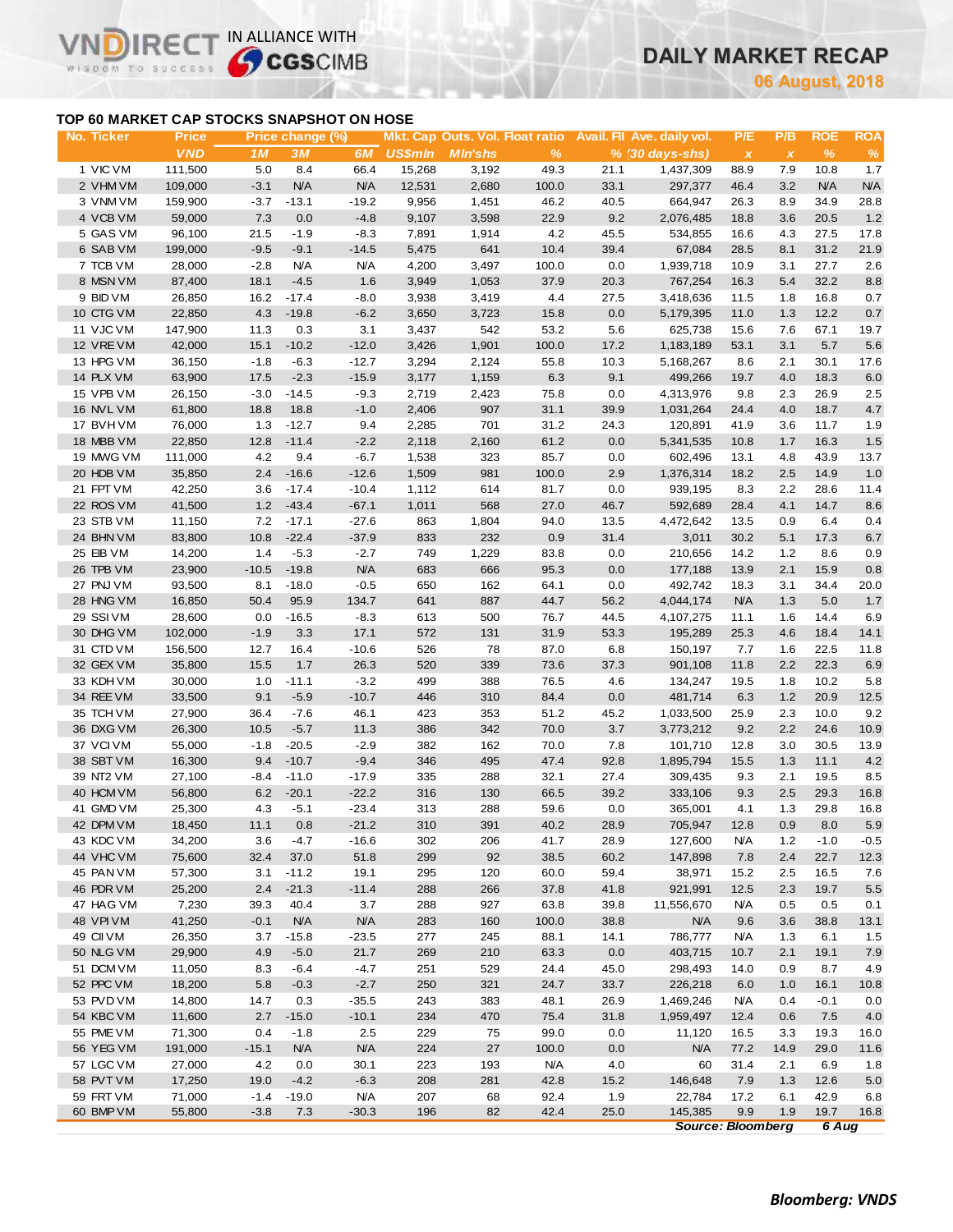# DAILY MARKET RECAP

06 August, 2018

## TOP 60 MARKET CAP STOCKS SNAPSHOT ON HOSE

| No. | Ticker | Price | Price change (%) | | | Mkt. Cap | Outs. Vol. | Float ratio | Avail. FII | Ave. daily vol. | P/E | P/B | ROE | ROA |
|---|---|---|---|---|---|---|---|---|---|---|---|---|---|---|
| | | VND | 1M | 3M | 6M | US$mln | Mln'shs | % | % | (30 days-shs) | x | x | % | % |
| 1 | VIC VM | 111,500 | 5.0 | 8.4 | 66.4 | 15,268 | 3,192 | 49.3 | 21.1 | 1,437,309 | 88.9 | 7.9 | 10.8 | 1.7 |
| 2 | VHM VM | 109,000 | -3.1 | N/A | N/A | 12,531 | 2,680 | 100.0 | 33.1 | 297,377 | 46.4 | 3.2 | N/A | N/A |
| 3 | VNM VM | 159,900 | -3.7 | -13.1 | -19.2 | 9,956 | 1,451 | 46.2 | 40.5 | 664,947 | 26.3 | 8.9 | 34.9 | 28.8 |
| 4 | VCB VM | 59,000 | 7.3 | 0.0 | -4.8 | 9,107 | 3,598 | 22.9 | 9.2 | 2,076,485 | 18.8 | 3.6 | 20.5 | 1.2 |
| 5 | GAS VM | 96,100 | 21.5 | -1.9 | -8.3 | 7,891 | 1,914 | 4.2 | 45.5 | 534,855 | 16.6 | 4.3 | 27.5 | 17.8 |
| 6 | SAB VM | 199,000 | -9.5 | -9.1 | -14.5 | 5,475 | 641 | 10.4 | 39.4 | 67,084 | 28.5 | 8.1 | 31.2 | 21.9 |
| 7 | TCB VM | 28,000 | -2.8 | N/A | N/A | 4,200 | 3,497 | 100.0 | 0.0 | 1,939,718 | 10.9 | 3.1 | 27.7 | 2.6 |
| 8 | MSN VM | 87,400 | 18.1 | -4.5 | 1.6 | 3,949 | 1,053 | 37.9 | 20.3 | 767,254 | 16.3 | 5.4 | 32.2 | 8.8 |
| 9 | BID VM | 26,850 | 16.2 | -17.4 | -8.0 | 3,938 | 3,419 | 4.4 | 27.5 | 3,418,636 | 11.5 | 1.8 | 16.8 | 0.7 |
| 10 | CTG VM | 22,850 | 4.3 | -19.8 | -6.2 | 3,650 | 3,723 | 15.8 | 0.0 | 5,179,395 | 11.0 | 1.3 | 12.2 | 0.7 |
| 11 | VJC VM | 147,900 | 11.3 | 0.3 | 3.1 | 3,437 | 542 | 53.2 | 5.6 | 625,738 | 15.6 | 7.6 | 67.1 | 19.7 |
| 12 | VRE VM | 42,000 | 15.1 | -10.2 | -12.0 | 3,426 | 1,901 | 100.0 | 17.2 | 1,183,189 | 53.1 | 3.1 | 5.7 | 5.6 |
| 13 | HPG VM | 36,150 | -1.8 | -6.3 | -12.7 | 3,294 | 2,124 | 55.8 | 10.3 | 5,168,267 | 8.6 | 2.1 | 30.1 | 17.6 |
| 14 | PLX VM | 63,900 | 17.5 | -2.3 | -15.9 | 3,177 | 1,159 | 6.3 | 9.1 | 499,266 | 19.7 | 4.0 | 18.3 | 6.0 |
| 15 | VPB VM | 26,150 | -3.0 | -14.5 | -9.3 | 2,719 | 2,423 | 75.8 | 0.0 | 4,313,976 | 9.8 | 2.3 | 26.9 | 2.5 |
| 16 | NVL VM | 61,800 | 18.8 | 18.8 | -1.0 | 2,406 | 907 | 31.1 | 39.9 | 1,031,264 | 24.4 | 4.0 | 18.7 | 4.7 |
| 17 | BVH VM | 76,000 | 1.3 | -12.7 | 9.4 | 2,285 | 701 | 31.2 | 24.3 | 120,891 | 41.9 | 3.6 | 11.7 | 1.9 |
| 18 | MBB VM | 22,850 | 12.8 | -11.4 | -2.2 | 2,118 | 2,160 | 61.2 | 0.0 | 5,341,535 | 10.8 | 1.7 | 16.3 | 1.5 |
| 19 | MWG VM | 111,000 | 4.2 | 9.4 | -6.7 | 1,538 | 323 | 85.7 | 0.0 | 602,496 | 13.1 | 4.8 | 43.9 | 13.7 |
| 20 | HDB VM | 35,850 | 2.4 | -16.6 | -12.6 | 1,509 | 981 | 100.0 | 2.9 | 1,376,314 | 18.2 | 2.5 | 14.9 | 1.0 |
| 21 | FPT VM | 42,250 | 3.6 | -17.4 | -10.4 | 1,112 | 614 | 81.7 | 0.0 | 939,195 | 8.3 | 2.2 | 28.6 | 11.4 |
| 22 | ROS VM | 41,500 | 1.2 | -43.4 | -67.1 | 1,011 | 568 | 27.0 | 46.7 | 592,689 | 28.4 | 4.1 | 14.7 | 8.6 |
| 23 | STB VM | 11,150 | 7.2 | -17.1 | -27.6 | 863 | 1,804 | 94.0 | 13.5 | 4,472,642 | 13.5 | 0.9 | 6.4 | 0.4 |
| 24 | BHN VM | 83,800 | 10.8 | -22.4 | -37.9 | 833 | 232 | 0.9 | 31.4 | 3,011 | 30.2 | 5.1 | 17.3 | 6.7 |
| 25 | EIB VM | 14,200 | 1.4 | -5.3 | -2.7 | 749 | 1,229 | 83.8 | 0.0 | 210,656 | 14.2 | 1.2 | 8.6 | 0.9 |
| 26 | TPB VM | 23,900 | -10.5 | -19.8 | N/A | 683 | 666 | 95.3 | 0.0 | 177,188 | 13.9 | 2.1 | 15.9 | 0.8 |
| 27 | PNJ VM | 93,500 | 8.1 | -18.0 | -0.5 | 650 | 162 | 64.1 | 0.0 | 492,742 | 18.3 | 3.1 | 34.4 | 20.0 |
| 28 | HNG VM | 16,850 | 50.4 | 95.9 | 134.7 | 641 | 887 | 44.7 | 56.2 | 4,044,174 | N/A | 1.3 | 5.0 | 1.7 |
| 29 | SSI VM | 28,600 | 0.0 | -16.5 | -8.3 | 613 | 500 | 76.7 | 44.5 | 4,107,275 | 11.1 | 1.6 | 14.4 | 6.9 |
| 30 | DHG VM | 102,000 | -1.9 | 3.3 | 17.1 | 572 | 131 | 31.9 | 53.3 | 195,289 | 25.3 | 4.6 | 18.4 | 14.1 |
| 31 | CTD VM | 156,500 | 12.7 | 16.4 | -10.6 | 526 | 78 | 87.0 | 6.8 | 150,197 | 7.7 | 1.6 | 22.5 | 11.8 |
| 32 | GEX VM | 35,800 | 15.5 | 1.7 | 26.3 | 520 | 339 | 73.6 | 37.3 | 901,108 | 11.8 | 2.2 | 22.3 | 6.9 |
| 33 | KDH VM | 30,000 | 1.0 | -11.1 | -3.2 | 499 | 388 | 76.5 | 4.6 | 134,247 | 19.5 | 1.8 | 10.2 | 5.8 |
| 34 | REE VM | 33,500 | 9.1 | -5.9 | -10.7 | 446 | 310 | 84.4 | 0.0 | 481,714 | 6.3 | 1.2 | 20.9 | 12.5 |
| 35 | TCH VM | 27,900 | 36.4 | -7.6 | 46.1 | 423 | 353 | 51.2 | 45.2 | 1,033,500 | 25.9 | 2.3 | 10.0 | 9.2 |
| 36 | DXG VM | 26,300 | 10.5 | -5.7 | 11.3 | 386 | 342 | 70.0 | 3.7 | 3,773,212 | 9.2 | 2.2 | 24.6 | 10.9 |
| 37 | VCI VM | 55,000 | -1.8 | -20.5 | -2.9 | 382 | 162 | 70.0 | 7.8 | 101,710 | 12.8 | 3.0 | 30.5 | 13.9 |
| 38 | SBT VM | 16,300 | 9.4 | -10.7 | -9.4 | 346 | 495 | 47.4 | 92.8 | 1,895,794 | 15.5 | 1.3 | 11.1 | 4.2 |
| 39 | NT2 VM | 27,100 | -8.4 | -11.0 | -17.9 | 335 | 288 | 32.1 | 27.4 | 309,435 | 9.3 | 2.1 | 19.5 | 8.5 |
| 40 | HCM VM | 56,800 | 6.2 | -20.1 | -22.2 | 316 | 130 | 66.5 | 39.2 | 333,106 | 9.3 | 2.5 | 29.3 | 16.8 |
| 41 | GMD VM | 25,300 | 4.3 | -5.1 | -23.4 | 313 | 288 | 59.6 | 0.0 | 365,001 | 4.1 | 1.3 | 29.8 | 16.8 |
| 42 | DPM VM | 18,450 | 11.1 | 0.8 | -21.2 | 310 | 391 | 40.2 | 28.9 | 705,947 | 12.8 | 0.9 | 8.0 | 5.9 |
| 43 | KDC VM | 34,200 | 3.6 | -4.7 | -16.6 | 302 | 206 | 41.7 | 28.9 | 127,600 | N/A | 1.2 | -1.0 | -0.5 |
| 44 | VHC VM | 75,600 | 32.4 | 37.0 | 51.8 | 299 | 92 | 38.5 | 60.2 | 147,898 | 7.8 | 2.4 | 22.7 | 12.3 |
| 45 | PAN VM | 57,300 | 3.1 | -11.2 | 19.1 | 295 | 120 | 60.0 | 59.4 | 38,971 | 15.2 | 2.5 | 16.5 | 7.6 |
| 46 | PDR VM | 25,200 | 2.4 | -21.3 | -11.4 | 288 | 266 | 37.8 | 41.8 | 921,991 | 12.5 | 2.3 | 19.7 | 5.5 |
| 47 | HAG VM | 7,230 | 39.3 | 40.4 | 3.7 | 288 | 927 | 63.8 | 39.8 | 11,556,670 | N/A | 0.5 | 0.5 | 0.1 |
| 48 | VPI VM | 41,250 | -0.1 | N/A | N/A | 283 | 160 | 100.0 | 38.8 | N/A | 9.6 | 3.6 | 38.8 | 13.1 |
| 49 | CII VM | 26,350 | 3.7 | -15.8 | -23.5 | 277 | 245 | 88.1 | 14.1 | 786,777 | N/A | 1.3 | 6.1 | 1.5 |
| 50 | NLG VM | 29,900 | 4.9 | -5.0 | 21.7 | 269 | 210 | 63.3 | 0.0 | 403,715 | 10.7 | 2.1 | 19.1 | 7.9 |
| 51 | DCM VM | 11,050 | 8.3 | -6.4 | -4.7 | 251 | 529 | 24.4 | 45.0 | 298,493 | 14.0 | 0.9 | 8.7 | 4.9 |
| 52 | PPC VM | 18,200 | 5.8 | -0.3 | -2.7 | 250 | 321 | 24.7 | 33.7 | 226,218 | 6.0 | 1.0 | 16.1 | 10.8 |
| 53 | PVD VM | 14,800 | 14.7 | 0.3 | -35.5 | 243 | 383 | 48.1 | 26.9 | 1,469,246 | N/A | 0.4 | -0.1 | 0.0 |
| 54 | KBC VM | 11,600 | 2.7 | -15.0 | -10.1 | 234 | 470 | 75.4 | 31.8 | 1,959,497 | 12.4 | 0.6 | 7.5 | 4.9 |
| 55 | PME VM | 71,300 | 0.4 | -1.8 | 2.5 | 229 | 75 | 99.0 | 0.0 | 11,120 | 16.5 | 3.3 | 19.3 | 16.0 |
| 56 | YEG VM | 191,000 | -15.1 | N/A | N/A | 224 | 27 | 100.0 | 0.0 | N/A | 77.2 | 14.9 | 29.0 | 11.6 |
| 57 | LGC VM | 27,000 | 4.2 | 0.0 | 30.1 | 223 | 193 | N/A | 4.0 | 60 | 31.4 | 2.1 | 6.9 | 1.8 |
| 58 | PVT VM | 17,250 | 19.0 | -4.2 | -6.3 | 208 | 281 | 42.8 | 15.2 | 146,648 | 7.9 | 1.3 | 12.6 | 5.0 |
| 59 | FRT VM | 71,000 | -1.4 | -19.0 | N/A | 207 | 68 | 92.4 | 1.9 | 22,784 | 17.2 | 6.1 | 42.9 | 6.8 |
| 60 | BMP VM | 55,800 | -3.8 | 7.3 | -30.3 | 196 | 82 | 42.4 | 25.0 | 145,385 | 9.9 | 1.9 | 19.7 | 16.8 |

*Source: Bloomberg* *6 Aug*

***Bloomberg: VNDS***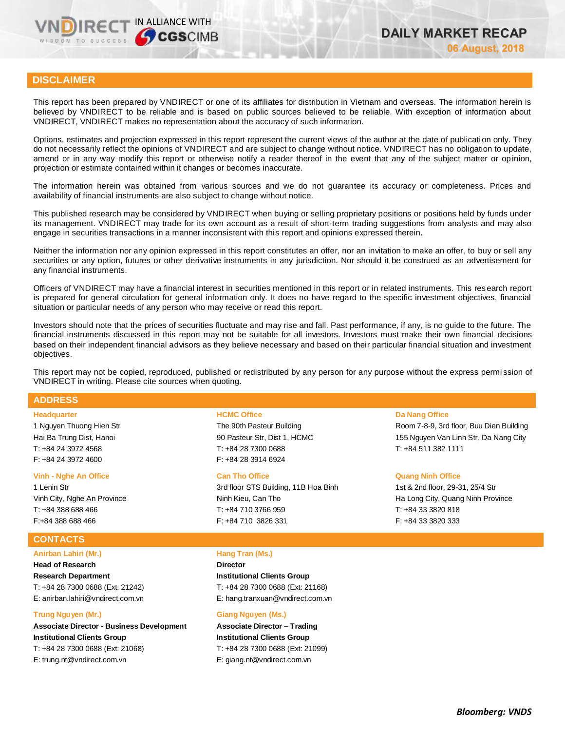# DAILY MARKET RECAP

06 August, 2018

## DISCLAIMER

This report has been prepared by VNDIRECT or one of its affiliates for distribution in Vietnam and overseas. The information herein is believed by VNDIRECT to be reliable and is based on public sources believed to be reliable. With exception of information about VNDIRECT, VNDIRECT makes no representation about the accuracy of such information.

Options, estimates and projection expressed in this report represent the current views of the author at the date of publication only. They do not necessarily reflect the opinions of VNDIRECT and are subject to change without notice. VNDIRECT has no obligation to update, amend or in any way modify this report or otherwise notify a reader thereof in the event that any of the subject matter or opinion, projection or estimate contained within it changes or becomes inaccurate.

The information herein was obtained from various sources and we do not guarantee its accuracy or completeness. Prices and availability of financial instruments are also subject to change without notice.

This published research may be considered by VNDIRECT when buying or selling proprietary positions or positions held by funds under its management. VNDIRECT may trade for its own account as a result of short-term trading suggestions from analysts and may also engage in securities transactions in a manner inconsistent with this report and opinions expressed therein.

Neither the information nor any opinion expressed in this report constitutes an offer, nor an invitation to make an offer, to buy or sell any securities or any option, futures or other derivative instruments in any jurisdiction. Nor should it be construed as an advertisement for any financial instruments.

Officers of VNDIRECT may have a financial interest in securities mentioned in this report or in related instruments. This research report is prepared for general circulation for general information only. It does no have regard to the specific investment objectives, financial situation or particular needs of any person who may receive or read this report.

Investors should note that the prices of securities fluctuate and may rise and fall. Past performance, if any, is no guide to the future. The financial instruments discussed in this report may not be suitable for all investors. Investors must make their own financial decisions based on their independent financial advisors as they believe necessary and based on their particular financial situation and investment objectives.

This report may not be copied, reproduced, published or redistributed by any person for any purpose without the express permission of VNDIRECT in writing. Please cite sources when quoting.

## ADDRESS

**Headquarter**
1 Nguyen Thuong Hien Str
Hai Ba Trung Dist, Hanoi
T: +84 24 3972 4568
F: +84 24 3972 4600

**HCMC Office**
The 90th Pasteur Building
90 Pasteur Str, Dist 1, HCMC
T: +84 28 7300 0688
F: +84 28 3914 6924

**Da Nang Office**
Room 7-8-9, 3rd floor, Buu Dien Building
155 Nguyen Van Linh Str, Da Nang City
T: +84 511 382 1111

**Vinh - Nghe An Office**
1 Lenin Str
Vinh City, Nghe An Province
T: +84 388 688 466
F:+84 388 688 466

**Can Tho Office**
3rd floor STS Building, 11B Hoa Binh
Ninh Kieu, Can Tho
T: +84 710 3766 959
F: +84 710 3826 331

**Quang Ninh Office**
1st & 2nd floor, 29-31, 25/4 Str
Ha Long City, Quang Ninh Province
T: +84 33 3820 818
F: +84 33 3820 333

## CONTACTS

**Anirban Lahiri (Mr.)**
**Head of Research**
**Research Department**
T: +84 28 7300 0688 (Ext: 21242)
E: anirban.lahiri@vndirect.com.vn

**Hang Tran (Ms.)**
**Director**
**Institutional Clients Group**
T: +84 28 7300 0688 (Ext: 21168)
E: hang.tranxuan@vndirect.com.vn

**Trung Nguyen (Mr.)**
**Associate Director - Business Development**
**Institutional Clients Group**
T: +84 28 7300 0688 (Ext: 21068)
E: trung.nt@vndirect.com.vn

**Giang Nguyen (Ms.)**
**Associate Director – Trading**
**Institutional Clients Group**
T: +84 28 7300 0688 (Ext: 21099)
E: giang.nt@vndirect.com.vn

*Bloomberg: VNDS*